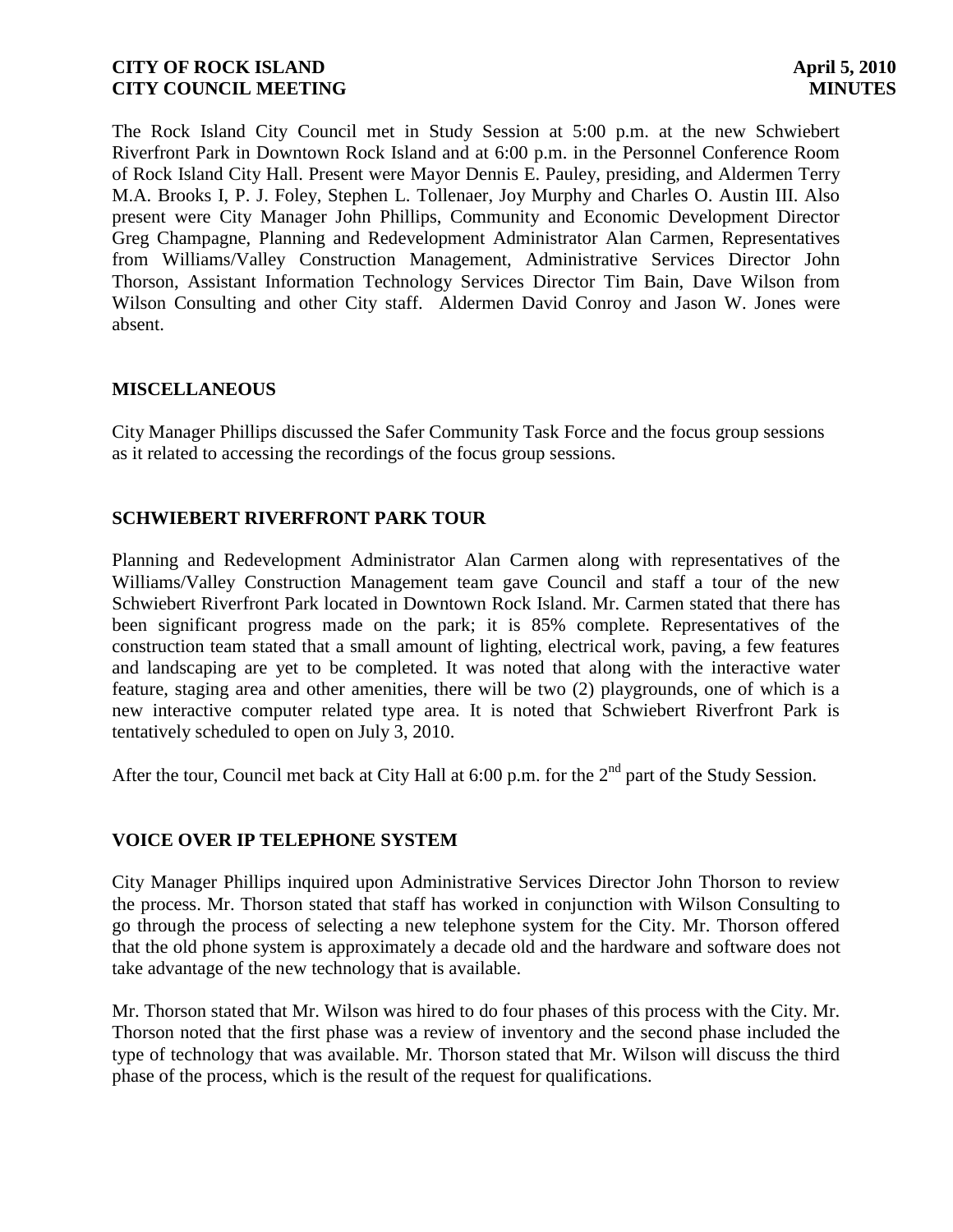**CITY OF ROCK ISLAND** **April 5, 2010**
**CITY COUNCIL MEETING** **MINUTES**

The Rock Island City Council met in Study Session at 5:00 p.m. at the new Schwiebert Riverfront Park in Downtown Rock Island and at 6:00 p.m. in the Personnel Conference Room of Rock Island City Hall. Present were Mayor Dennis E. Pauley, presiding, and Aldermen Terry M.A. Brooks I, P. J. Foley, Stephen L. Tollenaer, Joy Murphy and Charles O. Austin III. Also present were City Manager John Phillips, Community and Economic Development Director Greg Champagne, Planning and Redevelopment Administrator Alan Carmen, Representatives from Williams/Valley Construction Management, Administrative Services Director John Thorson, Assistant Information Technology Services Director Tim Bain, Dave Wilson from Wilson Consulting and other City staff. Aldermen David Conroy and Jason W. Jones were absent.

## MISCELLANEOUS

City Manager Phillips discussed the Safer Community Task Force and the focus group sessions as it related to accessing the recordings of the focus group sessions.

## SCHWIEBERT RIVERFRONT PARK TOUR

Planning and Redevelopment Administrator Alan Carmen along with representatives of the Williams/Valley Construction Management team gave Council and staff a tour of the new Schwiebert Riverfront Park located in Downtown Rock Island. Mr. Carmen stated that there has been significant progress made on the park; it is 85% complete. Representatives of the construction team stated that a small amount of lighting, electrical work, paving, a few features and landscaping are yet to be completed. It was noted that along with the interactive water feature, staging area and other amenities, there will be two (2) playgrounds, one of which is a new interactive computer related type area. It is noted that Schwiebert Riverfront Park is tentatively scheduled to open on July 3, 2010.

After the tour, Council met back at City Hall at 6:00 p.m. for the 2nd part of the Study Session.

## VOICE OVER IP TELEPHONE SYSTEM

City Manager Phillips inquired upon Administrative Services Director John Thorson to review the process. Mr. Thorson stated that staff has worked in conjunction with Wilson Consulting to go through the process of selecting a new telephone system for the City. Mr. Thorson offered that the old phone system is approximately a decade old and the hardware and software does not take advantage of the new technology that is available.

Mr. Thorson stated that Mr. Wilson was hired to do four phases of this process with the City. Mr. Thorson noted that the first phase was a review of inventory and the second phase included the type of technology that was available. Mr. Thorson stated that Mr. Wilson will discuss the third phase of the process, which is the result of the request for qualifications.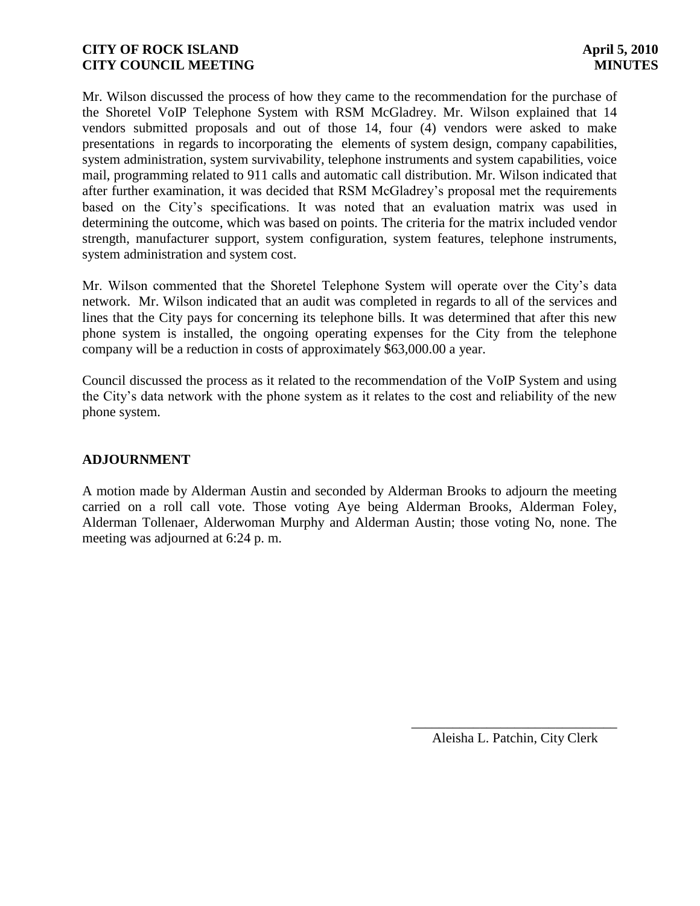Mr. Wilson discussed the process of how they came to the recommendation for the purchase of the Shoretel VoIP Telephone System with RSM McGladrey. Mr. Wilson explained that 14 vendors submitted proposals and out of those 14, four (4) vendors were asked to make presentations in regards to incorporating the elements of system design, company capabilities, system administration, system survivability, telephone instruments and system capabilities, voice mail, programming related to 911 calls and automatic call distribution. Mr. Wilson indicated that after further examination, it was decided that RSM McGladrey's proposal met the requirements based on the City's specifications. It was noted that an evaluation matrix was used in determining the outcome, which was based on points. The criteria for the matrix included vendor strength, manufacturer support, system configuration, system features, telephone instruments, system administration and system cost.

Mr. Wilson commented that the Shoretel Telephone System will operate over the City's data network. Mr. Wilson indicated that an audit was completed in regards to all of the services and lines that the City pays for concerning its telephone bills. It was determined that after this new phone system is installed, the ongoing operating expenses for the City from the telephone company will be a reduction in costs of approximately $63,000.00 a year.

Council discussed the process as it related to the recommendation of the VoIP System and using the City's data network with the phone system as it relates to the cost and reliability of the new phone system.

## ADJOURNMENT

A motion made by Alderman Austin and seconded by Alderman Brooks to adjourn the meeting carried on a roll call vote. Those voting Aye being Alderman Brooks, Alderman Foley, Alderman Tollenaer, Alderwoman Murphy and Alderman Austin; those voting No, none. The meeting was adjourned at 6:24 p. m.

\_\_\_\_\_\_\_\_\_\_\_\_\_\_\_\_\_\_\_\_\_\_\_\_\_\_\_\_\_\_

Aleisha L. Patchin, City Clerk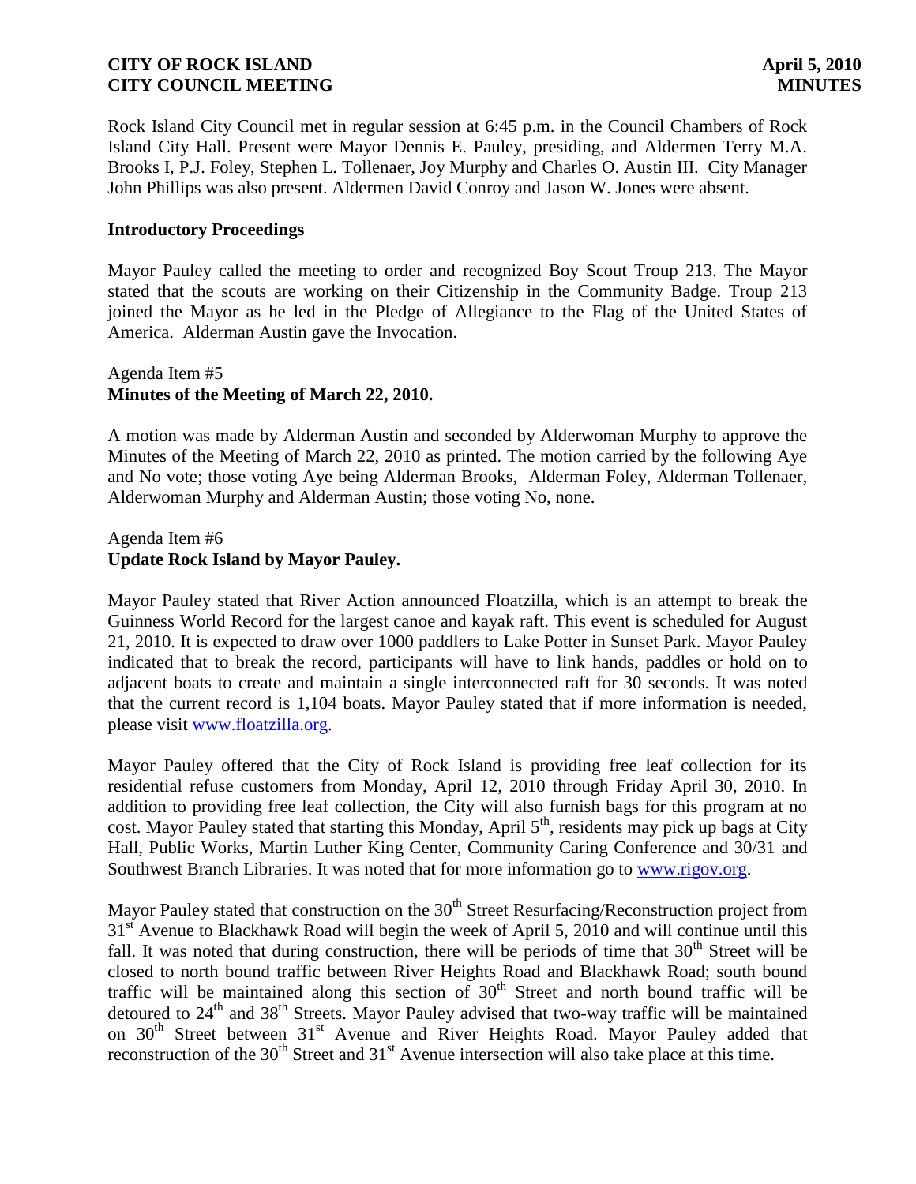Rock Island City Council met in regular session at 6:45 p.m. in the Council Chambers of Rock Island City Hall. Present were Mayor Dennis E. Pauley, presiding, and Aldermen Terry M.A. Brooks I, P.J. Foley, Stephen L. Tollenaer, Joy Murphy and Charles O. Austin III. City Manager John Phillips was also present. Aldermen David Conroy and Jason W. Jones were absent.

### Introductory Proceedings

Mayor Pauley called the meeting to order and recognized Boy Scout Troup 213. The Mayor stated that the scouts are working on their Citizenship in the Community Badge. Troup 213 joined the Mayor as he led in the Pledge of Allegiance to the Flag of the United States of America. Alderman Austin gave the Invocation.

Agenda Item #5
**Minutes of the Meeting of March 22, 2010.**

A motion was made by Alderman Austin and seconded by Alderwoman Murphy to approve the Minutes of the Meeting of March 22, 2010 as printed. The motion carried by the following Aye and No vote; those voting Aye being Alderman Brooks, Alderman Foley, Alderman Tollenaer, Alderwoman Murphy and Alderman Austin; those voting No, none.

Agenda Item #6
**Update Rock Island by Mayor Pauley.**

Mayor Pauley stated that River Action announced Floatzilla, which is an attempt to break the Guinness World Record for the largest canoe and kayak raft. This event is scheduled for August 21, 2010. It is expected to draw over 1000 paddlers to Lake Potter in Sunset Park. Mayor Pauley indicated that to break the record, participants will have to link hands, paddles or hold on to adjacent boats to create and maintain a single interconnected raft for 30 seconds. It was noted that the current record is 1,104 boats. Mayor Pauley stated that if more information is needed, please visit www.floatzilla.org.

Mayor Pauley offered that the City of Rock Island is providing free leaf collection for its residential refuse customers from Monday, April 12, 2010 through Friday April 30, 2010. In addition to providing free leaf collection, the City will also furnish bags for this program at no cost. Mayor Pauley stated that starting this Monday, April 5th, residents may pick up bags at City Hall, Public Works, Martin Luther King Center, Community Caring Conference and 30/31 and Southwest Branch Libraries. It was noted that for more information go to www.rigov.org.

Mayor Pauley stated that construction on the 30th Street Resurfacing/Reconstruction project from 31st Avenue to Blackhawk Road will begin the week of April 5, 2010 and will continue until this fall. It was noted that during construction, there will be periods of time that 30th Street will be closed to north bound traffic between River Heights Road and Blackhawk Road; south bound traffic will be maintained along this section of 30th Street and north bound traffic will be detoured to 24th and 38th Streets. Mayor Pauley advised that two-way traffic will be maintained on 30th Street between 31st Avenue and River Heights Road. Mayor Pauley added that reconstruction of the 30th Street and 31st Avenue intersection will also take place at this time.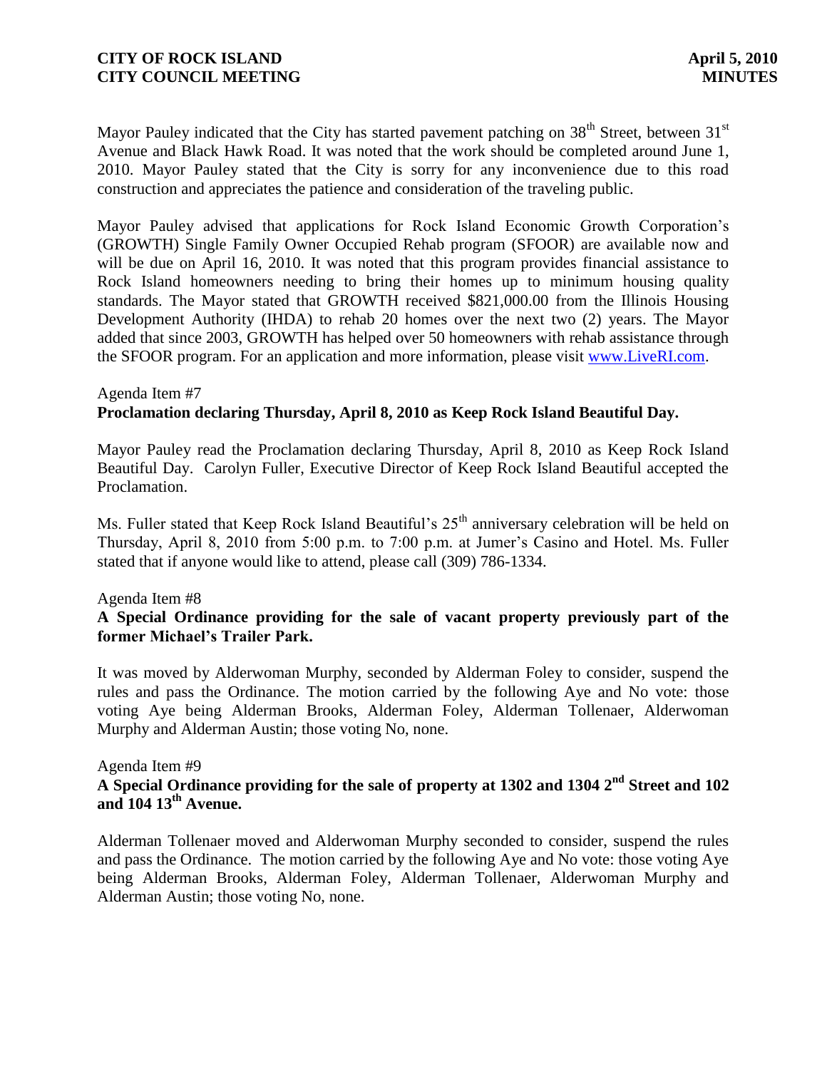Mayor Pauley indicated that the City has started pavement patching on 38th Street, between 31st Avenue and Black Hawk Road. It was noted that the work should be completed around June 1, 2010. Mayor Pauley stated that the City is sorry for any inconvenience due to this road construction and appreciates the patience and consideration of the traveling public.

Mayor Pauley advised that applications for Rock Island Economic Growth Corporation's (GROWTH) Single Family Owner Occupied Rehab program (SFOOR) are available now and will be due on April 16, 2010. It was noted that this program provides financial assistance to Rock Island homeowners needing to bring their homes up to minimum housing quality standards. The Mayor stated that GROWTH received $821,000.00 from the Illinois Housing Development Authority (IHDA) to rehab 20 homes over the next two (2) years. The Mayor added that since 2003, GROWTH has helped over 50 homeowners with rehab assistance through the SFOOR program. For an application and more information, please visit www.LiveRI.com.

Agenda Item #7
**Proclamation declaring Thursday, April 8, 2010 as Keep Rock Island Beautiful Day.**

Mayor Pauley read the Proclamation declaring Thursday, April 8, 2010 as Keep Rock Island Beautiful Day. Carolyn Fuller, Executive Director of Keep Rock Island Beautiful accepted the Proclamation.

Ms. Fuller stated that Keep Rock Island Beautiful's 25th anniversary celebration will be held on Thursday, April 8, 2010 from 5:00 p.m. to 7:00 p.m. at Jumer's Casino and Hotel. Ms. Fuller stated that if anyone would like to attend, please call (309) 786-1334.

Agenda Item #8
**A Special Ordinance providing for the sale of vacant property previously part of the former Michael's Trailer Park.**

It was moved by Alderwoman Murphy, seconded by Alderman Foley to consider, suspend the rules and pass the Ordinance. The motion carried by the following Aye and No vote: those voting Aye being Alderman Brooks, Alderman Foley, Alderman Tollenaer, Alderwoman Murphy and Alderman Austin; those voting No, none.

Agenda Item #9
**A Special Ordinance providing for the sale of property at 1302 and 1304 2nd Street and 102 and 104 13th Avenue.**

Alderman Tollenaer moved and Alderwoman Murphy seconded to consider, suspend the rules and pass the Ordinance. The motion carried by the following Aye and No vote: those voting Aye being Alderman Brooks, Alderman Foley, Alderman Tollenaer, Alderwoman Murphy and Alderman Austin; those voting No, none.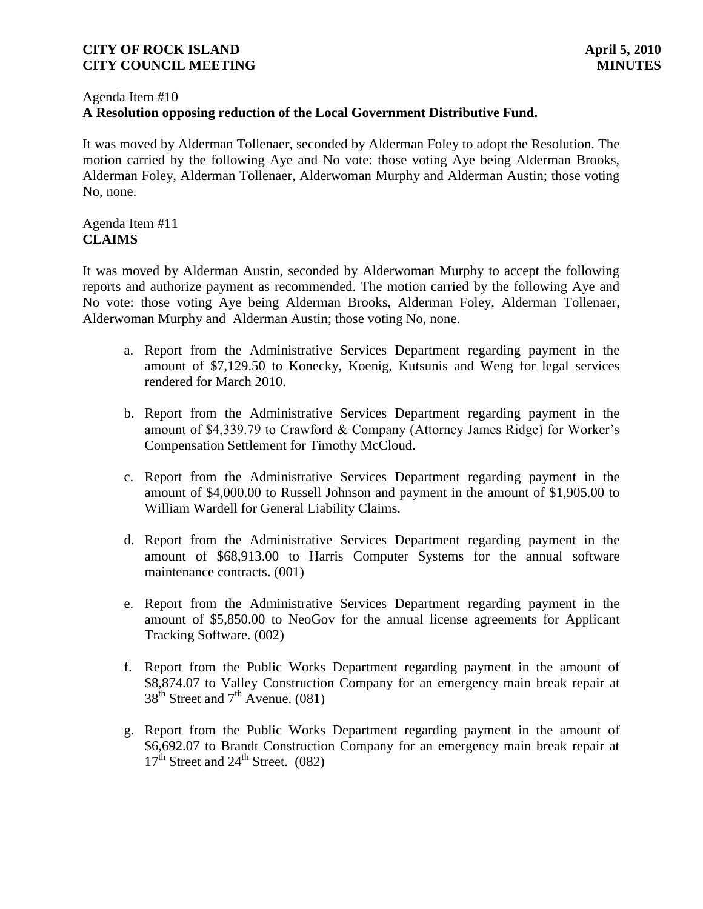Agenda Item #10
**A Resolution opposing reduction of the Local Government Distributive Fund.**

It was moved by Alderman Tollenaer, seconded by Alderman Foley to adopt the Resolution. The motion carried by the following Aye and No vote: those voting Aye being Alderman Brooks, Alderman Foley, Alderman Tollenaer, Alderwoman Murphy and Alderman Austin; those voting No, none.

Agenda Item #11
**CLAIMS**

It was moved by Alderman Austin, seconded by Alderwoman Murphy to accept the following reports and authorize payment as recommended. The motion carried by the following Aye and No vote: those voting Aye being Alderman Brooks, Alderman Foley, Alderman Tollenaer, Alderwoman Murphy and Alderman Austin; those voting No, none.

a. Report from the Administrative Services Department regarding payment in the amount of $7,129.50 to Konecky, Koenig, Kutsunis and Weng for legal services rendered for March 2010.

b. Report from the Administrative Services Department regarding payment in the amount of $4,339.79 to Crawford & Company (Attorney James Ridge) for Worker's Compensation Settlement for Timothy McCloud.

c. Report from the Administrative Services Department regarding payment in the amount of $4,000.00 to Russell Johnson and payment in the amount of $1,905.00 to William Wardell for General Liability Claims.

d. Report from the Administrative Services Department regarding payment in the amount of $68,913.00 to Harris Computer Systems for the annual software maintenance contracts. (001)

e. Report from the Administrative Services Department regarding payment in the amount of $5,850.00 to NeoGov for the annual license agreements for Applicant Tracking Software. (002)

f. Report from the Public Works Department regarding payment in the amount of $8,874.07 to Valley Construction Company for an emergency main break repair at 38th Street and 7th Avenue. (081)

g. Report from the Public Works Department regarding payment in the amount of $6,692.07 to Brandt Construction Company for an emergency main break repair at 17th Street and 24th Street. (082)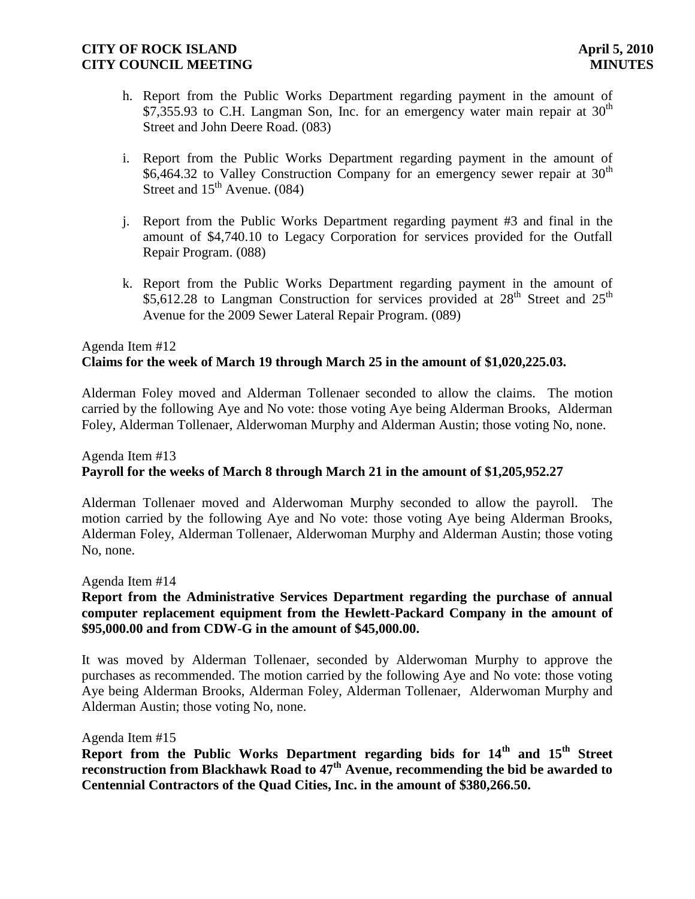h. Report from the Public Works Department regarding payment in the amount of \$7,355.93 to C.H. Langman Son, Inc. for an emergency water main repair at 30th Street and John Deere Road. (083)

i. Report from the Public Works Department regarding payment in the amount of \$6,464.32 to Valley Construction Company for an emergency sewer repair at 30th Street and 15th Avenue. (084)

j. Report from the Public Works Department regarding payment #3 and final in the amount of \$4,740.10 to Legacy Corporation for services provided for the Outfall Repair Program. (088)

k. Report from the Public Works Department regarding payment in the amount of \$5,612.28 to Langman Construction for services provided at 28th Street and 25th Avenue for the 2009 Sewer Lateral Repair Program. (089)

Agenda Item #12
**Claims for the week of March 19 through March 25 in the amount of \$1,020,225.03.**

Alderman Foley moved and Alderman Tollenaer seconded to allow the claims. The motion carried by the following Aye and No vote: those voting Aye being Alderman Brooks, Alderman Foley, Alderman Tollenaer, Alderwoman Murphy and Alderman Austin; those voting No, none.

Agenda Item #13
**Payroll for the weeks of March 8 through March 21 in the amount of \$1,205,952.27**

Alderman Tollenaer moved and Alderwoman Murphy seconded to allow the payroll. The motion carried by the following Aye and No vote: those voting Aye being Alderman Brooks, Alderman Foley, Alderman Tollenaer, Alderwoman Murphy and Alderman Austin; those voting No, none.

Agenda Item #14
**Report from the Administrative Services Department regarding the purchase of annual computer replacement equipment from the Hewlett-Packard Company in the amount of \$95,000.00 and from CDW-G in the amount of \$45,000.00.**

It was moved by Alderman Tollenaer, seconded by Alderwoman Murphy to approve the purchases as recommended. The motion carried by the following Aye and No vote: those voting Aye being Alderman Brooks, Alderman Foley, Alderman Tollenaer, Alderwoman Murphy and Alderman Austin; those voting No, none.

Agenda Item #15
**Report from the Public Works Department regarding bids for 14th and 15th Street reconstruction from Blackhawk Road to 47th Avenue, recommending the bid be awarded to Centennial Contractors of the Quad Cities, Inc. in the amount of \$380,266.50.**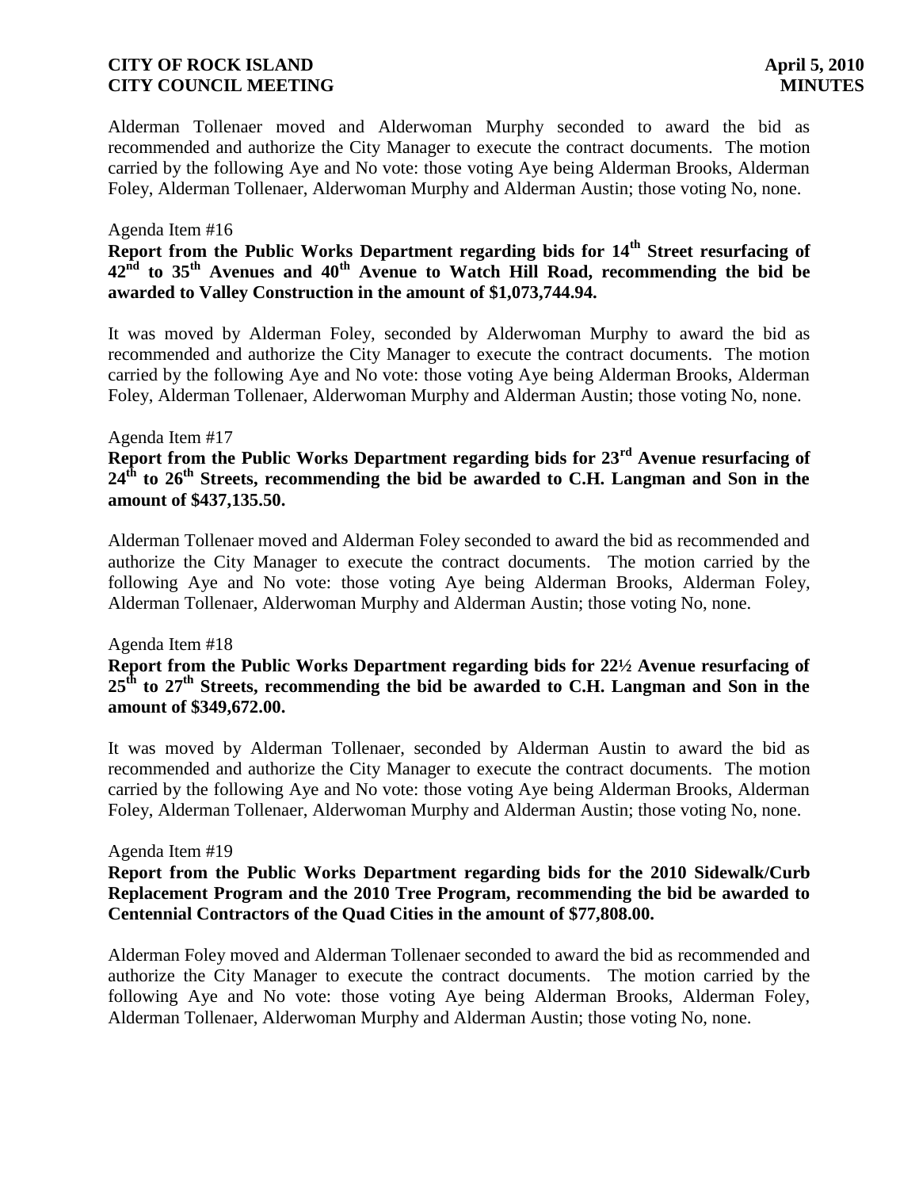Alderman Tollenaer moved and Alderwoman Murphy seconded to award the bid as recommended and authorize the City Manager to execute the contract documents. The motion carried by the following Aye and No vote: those voting Aye being Alderman Brooks, Alderman Foley, Alderman Tollenaer, Alderwoman Murphy and Alderman Austin; those voting No, none.

Agenda Item #16

**Report from the Public Works Department regarding bids for 14th Street resurfacing of 42nd to 35th Avenues and 40th Avenue to Watch Hill Road, recommending the bid be awarded to Valley Construction in the amount of $1,073,744.94.**

It was moved by Alderman Foley, seconded by Alderwoman Murphy to award the bid as recommended and authorize the City Manager to execute the contract documents. The motion carried by the following Aye and No vote: those voting Aye being Alderman Brooks, Alderman Foley, Alderman Tollenaer, Alderwoman Murphy and Alderman Austin; those voting No, none.

Agenda Item #17

**Report from the Public Works Department regarding bids for 23rd Avenue resurfacing of 24th to 26th Streets, recommending the bid be awarded to C.H. Langman and Son in the amount of $437,135.50.**

Alderman Tollenaer moved and Alderman Foley seconded to award the bid as recommended and authorize the City Manager to execute the contract documents. The motion carried by the following Aye and No vote: those voting Aye being Alderman Brooks, Alderman Foley, Alderman Tollenaer, Alderwoman Murphy and Alderman Austin; those voting No, none.

Agenda Item #18

**Report from the Public Works Department regarding bids for 22½ Avenue resurfacing of 25th to 27th Streets, recommending the bid be awarded to C.H. Langman and Son in the amount of $349,672.00.**

It was moved by Alderman Tollenaer, seconded by Alderman Austin to award the bid as recommended and authorize the City Manager to execute the contract documents. The motion carried by the following Aye and No vote: those voting Aye being Alderman Brooks, Alderman Foley, Alderman Tollenaer, Alderwoman Murphy and Alderman Austin; those voting No, none.

Agenda Item #19

**Report from the Public Works Department regarding bids for the 2010 Sidewalk/Curb Replacement Program and the 2010 Tree Program, recommending the bid be awarded to Centennial Contractors of the Quad Cities in the amount of $77,808.00.**

Alderman Foley moved and Alderman Tollenaer seconded to award the bid as recommended and authorize the City Manager to execute the contract documents. The motion carried by the following Aye and No vote: those voting Aye being Alderman Brooks, Alderman Foley, Alderman Tollenaer, Alderwoman Murphy and Alderman Austin; those voting No, none.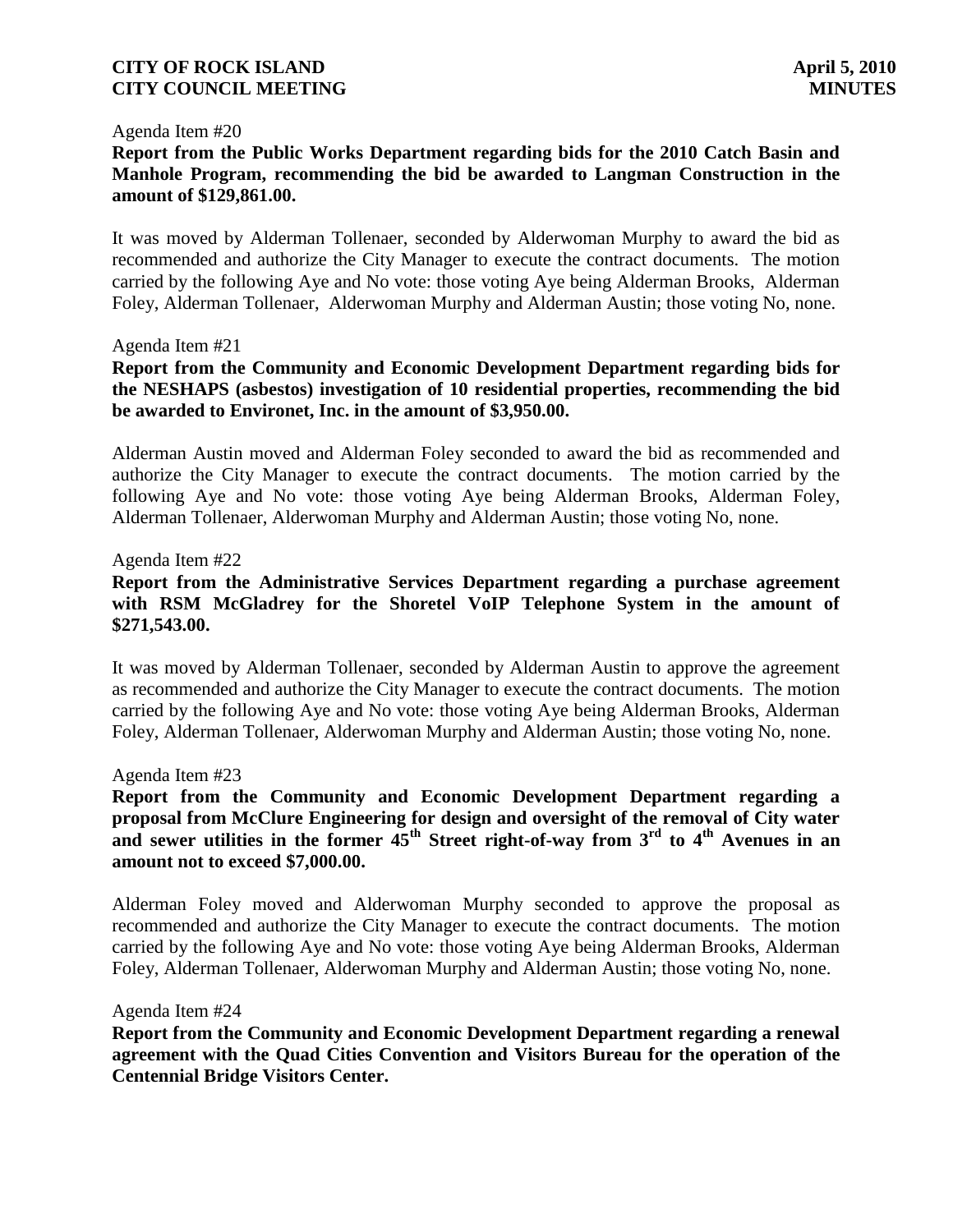Agenda Item #20

**Report from the Public Works Department regarding bids for the 2010 Catch Basin and Manhole Program, recommending the bid be awarded to Langman Construction in the amount of $129,861.00.**

It was moved by Alderman Tollenaer, seconded by Alderwoman Murphy to award the bid as recommended and authorize the City Manager to execute the contract documents. The motion carried by the following Aye and No vote: those voting Aye being Alderman Brooks, Alderman Foley, Alderman Tollenaer, Alderwoman Murphy and Alderman Austin; those voting No, none.

Agenda Item #21

**Report from the Community and Economic Development Department regarding bids for the NESHAPS (asbestos) investigation of 10 residential properties, recommending the bid be awarded to Environet, Inc. in the amount of $3,950.00.**

Alderman Austin moved and Alderman Foley seconded to award the bid as recommended and authorize the City Manager to execute the contract documents. The motion carried by the following Aye and No vote: those voting Aye being Alderman Brooks, Alderman Foley, Alderman Tollenaer, Alderwoman Murphy and Alderman Austin; those voting No, none.

Agenda Item #22

**Report from the Administrative Services Department regarding a purchase agreement with RSM McGladrey for the Shoretel VoIP Telephone System in the amount of $271,543.00.**

It was moved by Alderman Tollenaer, seconded by Alderman Austin to approve the agreement as recommended and authorize the City Manager to execute the contract documents. The motion carried by the following Aye and No vote: those voting Aye being Alderman Brooks, Alderman Foley, Alderman Tollenaer, Alderwoman Murphy and Alderman Austin; those voting No, none.

Agenda Item #23

**Report from the Community and Economic Development Department regarding a proposal from McClure Engineering for design and oversight of the removal of City water and sewer utilities in the former 45th Street right-of-way from 3rd to 4th Avenues in an amount not to exceed $7,000.00.**

Alderman Foley moved and Alderwoman Murphy seconded to approve the proposal as recommended and authorize the City Manager to execute the contract documents. The motion carried by the following Aye and No vote: those voting Aye being Alderman Brooks, Alderman Foley, Alderman Tollenaer, Alderwoman Murphy and Alderman Austin; those voting No, none.

Agenda Item #24

**Report from the Community and Economic Development Department regarding a renewal agreement with the Quad Cities Convention and Visitors Bureau for the operation of the Centennial Bridge Visitors Center.**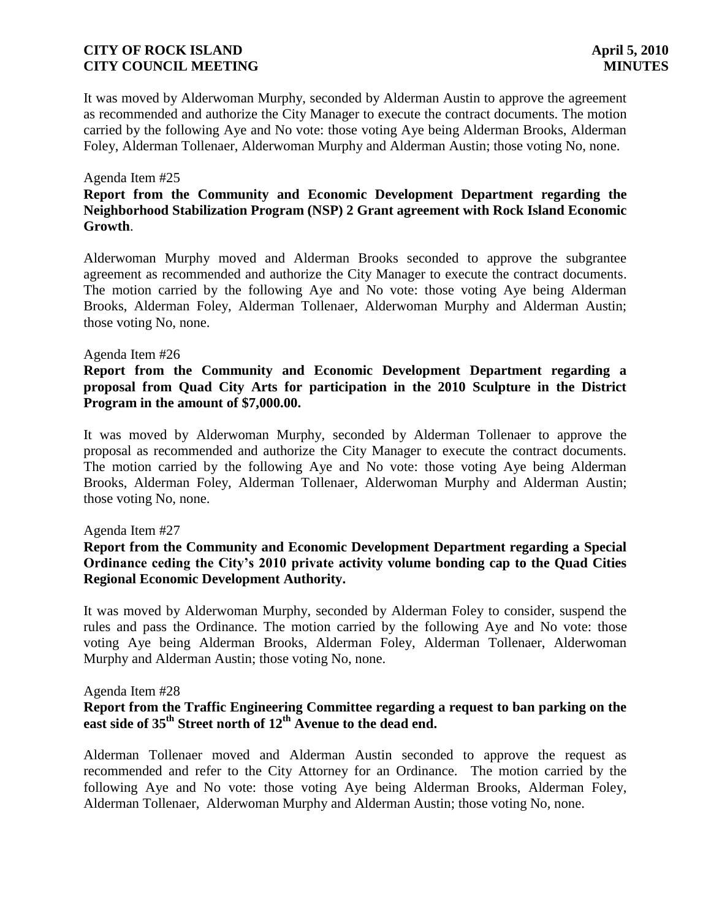It was moved by Alderwoman Murphy, seconded by Alderman Austin to approve the agreement as recommended and authorize the City Manager to execute the contract documents. The motion carried by the following Aye and No vote: those voting Aye being Alderman Brooks, Alderman Foley, Alderman Tollenaer, Alderwoman Murphy and Alderman Austin; those voting No, none.

Agenda Item #25

**Report from the Community and Economic Development Department regarding the Neighborhood Stabilization Program (NSP) 2 Grant agreement with Rock Island Economic Growth**.

Alderwoman Murphy moved and Alderman Brooks seconded to approve the subgrantee agreement as recommended and authorize the City Manager to execute the contract documents. The motion carried by the following Aye and No vote: those voting Aye being Alderman Brooks, Alderman Foley, Alderman Tollenaer, Alderwoman Murphy and Alderman Austin; those voting No, none.

Agenda Item #26

**Report from the Community and Economic Development Department regarding a proposal from Quad City Arts for participation in the 2010 Sculpture in the District Program in the amount of $7,000.00.**

It was moved by Alderwoman Murphy, seconded by Alderman Tollenaer to approve the proposal as recommended and authorize the City Manager to execute the contract documents. The motion carried by the following Aye and No vote: those voting Aye being Alderman Brooks, Alderman Foley, Alderman Tollenaer, Alderwoman Murphy and Alderman Austin; those voting No, none.

Agenda Item #27

**Report from the Community and Economic Development Department regarding a Special Ordinance ceding the City's 2010 private activity volume bonding cap to the Quad Cities Regional Economic Development Authority.**

It was moved by Alderwoman Murphy, seconded by Alderman Foley to consider, suspend the rules and pass the Ordinance. The motion carried by the following Aye and No vote: those voting Aye being Alderman Brooks, Alderman Foley, Alderman Tollenaer, Alderwoman Murphy and Alderman Austin; those voting No, none.

Agenda Item #28

**Report from the Traffic Engineering Committee regarding a request to ban parking on the east side of 35th Street north of 12th Avenue to the dead end.**

Alderman Tollenaer moved and Alderman Austin seconded to approve the request as recommended and refer to the City Attorney for an Ordinance. The motion carried by the following Aye and No vote: those voting Aye being Alderman Brooks, Alderman Foley, Alderman Tollenaer, Alderwoman Murphy and Alderman Austin; those voting No, none.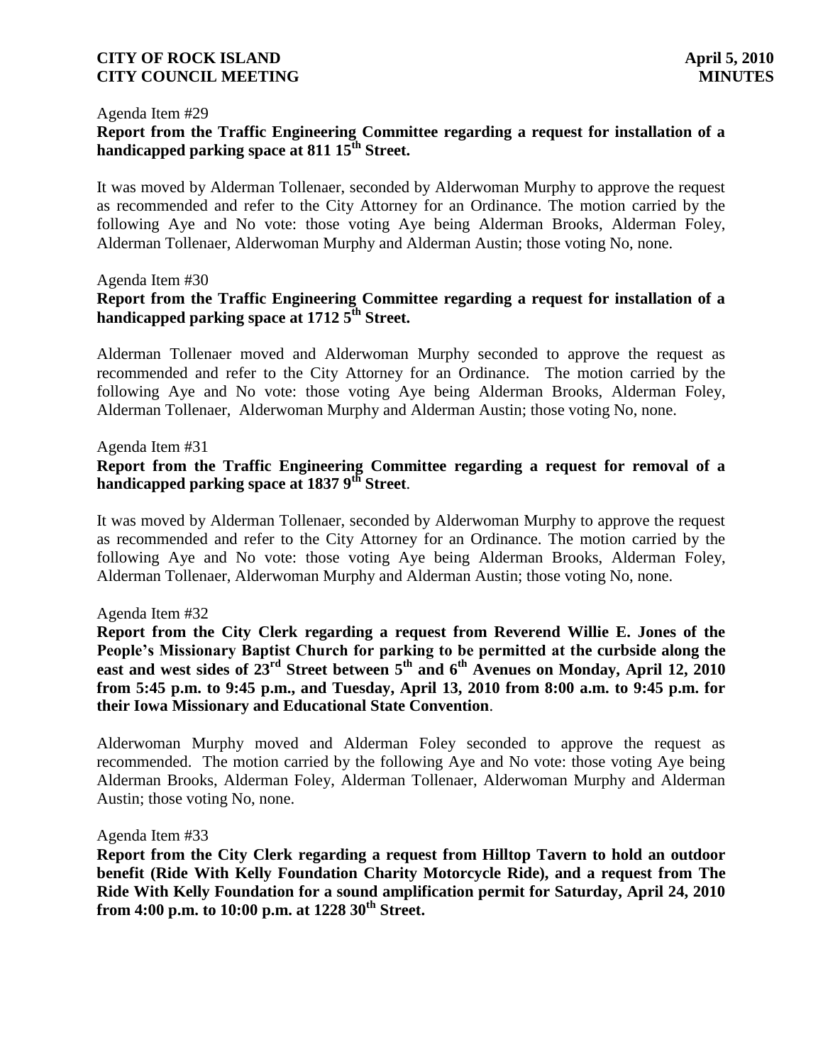Agenda Item #29

**Report from the Traffic Engineering Committee regarding a request for installation of a handicapped parking space at 811 15th Street.**

It was moved by Alderman Tollenaer, seconded by Alderwoman Murphy to approve the request as recommended and refer to the City Attorney for an Ordinance. The motion carried by the following Aye and No vote: those voting Aye being Alderman Brooks, Alderman Foley, Alderman Tollenaer, Alderwoman Murphy and Alderman Austin; those voting No, none.

Agenda Item #30

**Report from the Traffic Engineering Committee regarding a request for installation of a handicapped parking space at 1712 5th Street.**

Alderman Tollenaer moved and Alderwoman Murphy seconded to approve the request as recommended and refer to the City Attorney for an Ordinance. The motion carried by the following Aye and No vote: those voting Aye being Alderman Brooks, Alderman Foley, Alderman Tollenaer, Alderwoman Murphy and Alderman Austin; those voting No, none.

Agenda Item #31

**Report from the Traffic Engineering Committee regarding a request for removal of a handicapped parking space at 1837 9th Street**.

It was moved by Alderman Tollenaer, seconded by Alderwoman Murphy to approve the request as recommended and refer to the City Attorney for an Ordinance. The motion carried by the following Aye and No vote: those voting Aye being Alderman Brooks, Alderman Foley, Alderman Tollenaer, Alderwoman Murphy and Alderman Austin; those voting No, none.

Agenda Item #32

**Report from the City Clerk regarding a request from Reverend Willie E. Jones of the People's Missionary Baptist Church for parking to be permitted at the curbside along the east and west sides of 23rd Street between 5th and 6th Avenues on Monday, April 12, 2010 from 5:45 p.m. to 9:45 p.m., and Tuesday, April 13, 2010 from 8:00 a.m. to 9:45 p.m. for their Iowa Missionary and Educational State Convention**.

Alderwoman Murphy moved and Alderman Foley seconded to approve the request as recommended. The motion carried by the following Aye and No vote: those voting Aye being Alderman Brooks, Alderman Foley, Alderman Tollenaer, Alderwoman Murphy and Alderman Austin; those voting No, none.

Agenda Item #33

**Report from the City Clerk regarding a request from Hilltop Tavern to hold an outdoor benefit (Ride With Kelly Foundation Charity Motorcycle Ride), and a request from The Ride With Kelly Foundation for a sound amplification permit for Saturday, April 24, 2010 from 4:00 p.m. to 10:00 p.m. at 1228 30th Street.**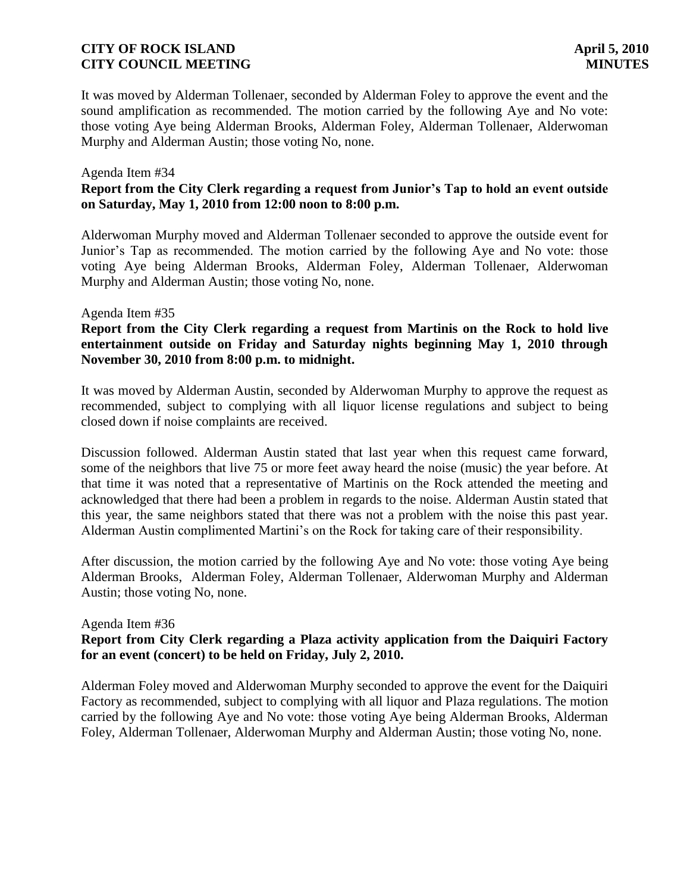It was moved by Alderman Tollenaer, seconded by Alderman Foley to approve the event and the sound amplification as recommended. The motion carried by the following Aye and No vote: those voting Aye being Alderman Brooks, Alderman Foley, Alderman Tollenaer, Alderwoman Murphy and Alderman Austin; those voting No, none.

Agenda Item #34

**Report from the City Clerk regarding a request from Junior's Tap to hold an event outside on Saturday, May 1, 2010 from 12:00 noon to 8:00 p.m.**

Alderwoman Murphy moved and Alderman Tollenaer seconded to approve the outside event for Junior's Tap as recommended. The motion carried by the following Aye and No vote: those voting Aye being Alderman Brooks, Alderman Foley, Alderman Tollenaer, Alderwoman Murphy and Alderman Austin; those voting No, none.

Agenda Item #35

**Report from the City Clerk regarding a request from Martinis on the Rock to hold live entertainment outside on Friday and Saturday nights beginning May 1, 2010 through November 30, 2010 from 8:00 p.m. to midnight.**

It was moved by Alderman Austin, seconded by Alderwoman Murphy to approve the request as recommended, subject to complying with all liquor license regulations and subject to being closed down if noise complaints are received.

Discussion followed. Alderman Austin stated that last year when this request came forward, some of the neighbors that live 75 or more feet away heard the noise (music) the year before. At that time it was noted that a representative of Martinis on the Rock attended the meeting and acknowledged that there had been a problem in regards to the noise. Alderman Austin stated that this year, the same neighbors stated that there was not a problem with the noise this past year. Alderman Austin complimented Martini's on the Rock for taking care of their responsibility.

After discussion, the motion carried by the following Aye and No vote: those voting Aye being Alderman Brooks, Alderman Foley, Alderman Tollenaer, Alderwoman Murphy and Alderman Austin; those voting No, none.

Agenda Item #36

**Report from City Clerk regarding a Plaza activity application from the Daiquiri Factory for an event (concert) to be held on Friday, July 2, 2010.**

Alderman Foley moved and Alderwoman Murphy seconded to approve the event for the Daiquiri Factory as recommended, subject to complying with all liquor and Plaza regulations. The motion carried by the following Aye and No vote: those voting Aye being Alderman Brooks, Alderman Foley, Alderman Tollenaer, Alderwoman Murphy and Alderman Austin; those voting No, none.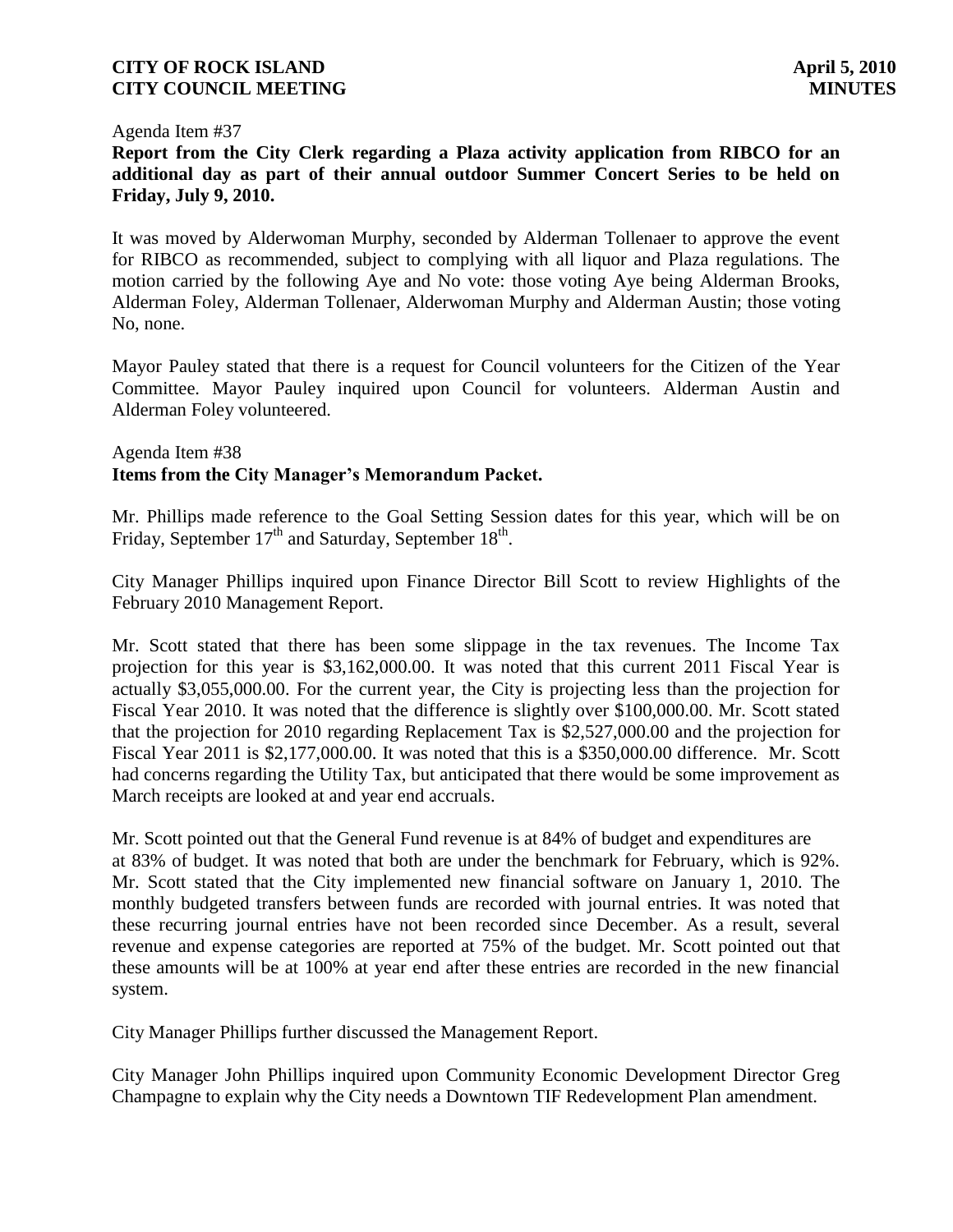Agenda Item #37
**Report from the City Clerk regarding a Plaza activity application from RIBCO for an additional day as part of their annual outdoor Summer Concert Series to be held on Friday, July 9, 2010.**

It was moved by Alderwoman Murphy, seconded by Alderman Tollenaer to approve the event for RIBCO as recommended, subject to complying with all liquor and Plaza regulations. The motion carried by the following Aye and No vote: those voting Aye being Alderman Brooks, Alderman Foley, Alderman Tollenaer, Alderwoman Murphy and Alderman Austin; those voting No, none.

Mayor Pauley stated that there is a request for Council volunteers for the Citizen of the Year Committee. Mayor Pauley inquired upon Council for volunteers. Alderman Austin and Alderman Foley volunteered.

Agenda Item #38
**Items from the City Manager's Memorandum Packet.**

Mr. Phillips made reference to the Goal Setting Session dates for this year, which will be on Friday, September 17th and Saturday, September 18th.

City Manager Phillips inquired upon Finance Director Bill Scott to review Highlights of the February 2010 Management Report.

Mr. Scott stated that there has been some slippage in the tax revenues. The Income Tax projection for this year is $3,162,000.00. It was noted that this current 2011 Fiscal Year is actually $3,055,000.00. For the current year, the City is projecting less than the projection for Fiscal Year 2010. It was noted that the difference is slightly over $100,000.00. Mr. Scott stated that the projection for 2010 regarding Replacement Tax is $2,527,000.00 and the projection for Fiscal Year 2011 is $2,177,000.00. It was noted that this is a $350,000.00 difference. Mr. Scott had concerns regarding the Utility Tax, but anticipated that there would be some improvement as March receipts are looked at and year end accruals.

Mr. Scott pointed out that the General Fund revenue is at 84% of budget and expenditures are at 83% of budget. It was noted that both are under the benchmark for February, which is 92%. Mr. Scott stated that the City implemented new financial software on January 1, 2010. The monthly budgeted transfers between funds are recorded with journal entries. It was noted that these recurring journal entries have not been recorded since December. As a result, several revenue and expense categories are reported at 75% of the budget. Mr. Scott pointed out that these amounts will be at 100% at year end after these entries are recorded in the new financial system.

City Manager Phillips further discussed the Management Report.

City Manager John Phillips inquired upon Community Economic Development Director Greg Champagne to explain why the City needs a Downtown TIF Redevelopment Plan amendment.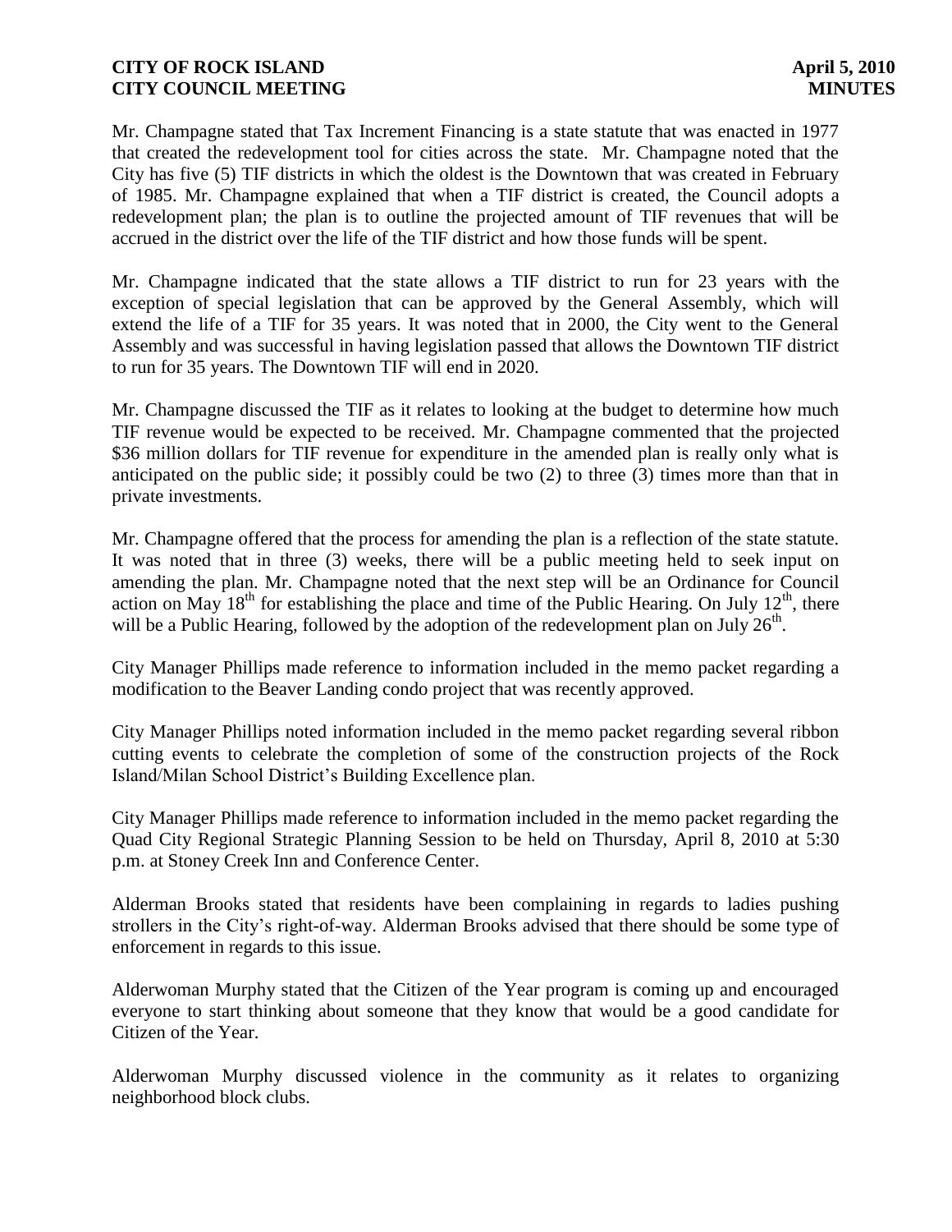Mr. Champagne stated that Tax Increment Financing is a state statute that was enacted in 1977 that created the redevelopment tool for cities across the state. Mr. Champagne noted that the City has five (5) TIF districts in which the oldest is the Downtown that was created in February of 1985. Mr. Champagne explained that when a TIF district is created, the Council adopts a redevelopment plan; the plan is to outline the projected amount of TIF revenues that will be accrued in the district over the life of the TIF district and how those funds will be spent.

Mr. Champagne indicated that the state allows a TIF district to run for 23 years with the exception of special legislation that can be approved by the General Assembly, which will extend the life of a TIF for 35 years. It was noted that in 2000, the City went to the General Assembly and was successful in having legislation passed that allows the Downtown TIF district to run for 35 years. The Downtown TIF will end in 2020.

Mr. Champagne discussed the TIF as it relates to looking at the budget to determine how much TIF revenue would be expected to be received. Mr. Champagne commented that the projected $36 million dollars for TIF revenue for expenditure in the amended plan is really only what is anticipated on the public side; it possibly could be two (2) to three (3) times more than that in private investments.

Mr. Champagne offered that the process for amending the plan is a reflection of the state statute. It was noted that in three (3) weeks, there will be a public meeting held to seek input on amending the plan. Mr. Champagne noted that the next step will be an Ordinance for Council action on May 18th for establishing the place and time of the Public Hearing. On July 12th, there will be a Public Hearing, followed by the adoption of the redevelopment plan on July 26th.

City Manager Phillips made reference to information included in the memo packet regarding a modification to the Beaver Landing condo project that was recently approved.

City Manager Phillips noted information included in the memo packet regarding several ribbon cutting events to celebrate the completion of some of the construction projects of the Rock Island/Milan School District's Building Excellence plan.

City Manager Phillips made reference to information included in the memo packet regarding the Quad City Regional Strategic Planning Session to be held on Thursday, April 8, 2010 at 5:30 p.m. at Stoney Creek Inn and Conference Center.

Alderman Brooks stated that residents have been complaining in regards to ladies pushing strollers in the City's right-of-way. Alderman Brooks advised that there should be some type of enforcement in regards to this issue.

Alderwoman Murphy stated that the Citizen of the Year program is coming up and encouraged everyone to start thinking about someone that they know that would be a good candidate for Citizen of the Year.

Alderwoman Murphy discussed violence in the community as it relates to organizing neighborhood block clubs.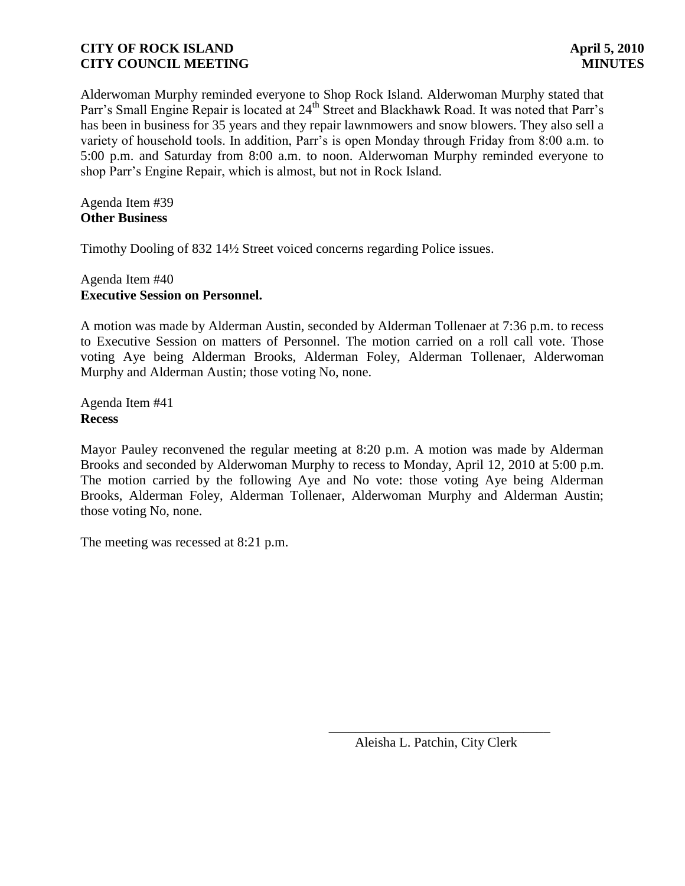Alderwoman Murphy reminded everyone to Shop Rock Island. Alderwoman Murphy stated that Parr's Small Engine Repair is located at 24th Street and Blackhawk Road. It was noted that Parr's has been in business for 35 years and they repair lawnmowers and snow blowers. They also sell a variety of household tools. In addition, Parr's is open Monday through Friday from 8:00 a.m. to 5:00 p.m. and Saturday from 8:00 a.m. to noon. Alderwoman Murphy reminded everyone to shop Parr's Engine Repair, which is almost, but not in Rock Island.

Agenda Item #39
**Other Business**

Timothy Dooling of 832 14½ Street voiced concerns regarding Police issues.

Agenda Item #40
**Executive Session on Personnel.**

A motion was made by Alderman Austin, seconded by Alderman Tollenaer at 7:36 p.m. to recess to Executive Session on matters of Personnel. The motion carried on a roll call vote. Those voting Aye being Alderman Brooks, Alderman Foley, Alderman Tollenaer, Alderwoman Murphy and Alderman Austin; those voting No, none.

Agenda Item #41
**Recess**

Mayor Pauley reconvened the regular meeting at 8:20 p.m. A motion was made by Alderman Brooks and seconded by Alderwoman Murphy to recess to Monday, April 12, 2010 at 5:00 p.m. The motion carried by the following Aye and No vote: those voting Aye being Alderman Brooks, Alderman Foley, Alderman Tollenaer, Alderwoman Murphy and Alderman Austin; those voting No, none.

The meeting was recessed at 8:21 p.m.

\_\_\_\_\_\_\_\_\_\_\_\_\_\_\_\_\_\_\_\_\_\_\_\_\_\_\_\_\_\_\_\_\_\_

Aleisha L. Patchin, City Clerk